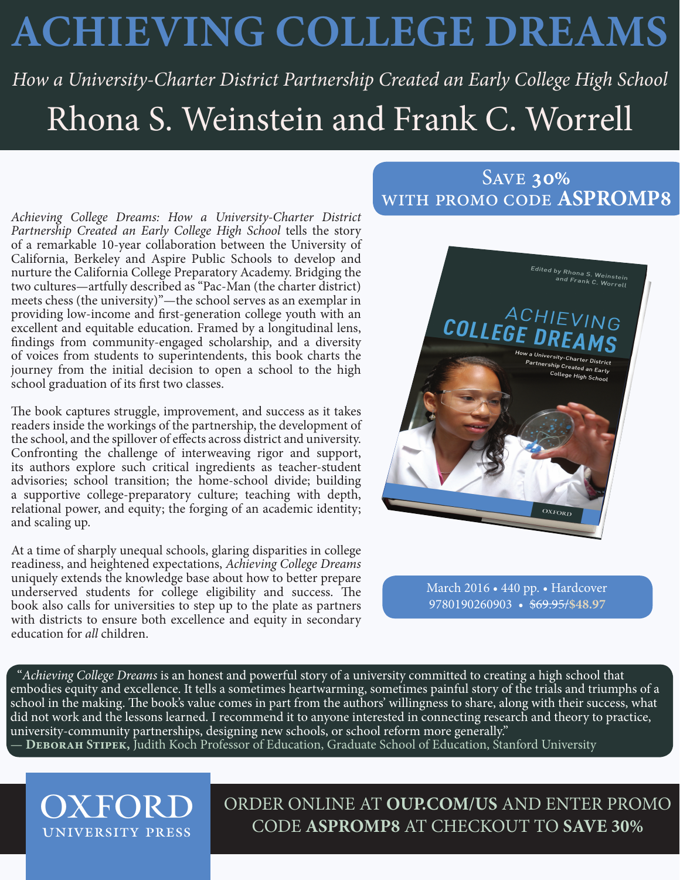# ACHIEVING COLLEGE DREAMS

*How a University-Charter District Partnership Created an Early College High School*

## Rhona S. Weinstein and Frank C. Worrell

**SAVE 30% WITH PROMO CODE ASPROMP8**

*Achieving College Dreams: How a University-Charter District Partnership Created an Early College High School* tells the story of a remarkable 10-year collaboration between the University of California, Berkeley and Aspire Public Schools to develop and nurture the California College Preparatory Academy. Bridging the two cultures—artfully described as "Pac-Man (the charter district) meets chess (the university)"—the school serves as an exemplar in providing low-income and first-generation college youth with an excellent and equitable education. Framed by a longitudinal lens, findings from community-engaged scholarship, and a diversity of voices from students to superintendents, this book charts the journey from the initial decision to open a school to the high school graduation of its first two classes.

The book captures struggle, improvement, and success as it takes readers inside the workings of the partnership, the development of the school, and the spillover of effects across district and university. Confronting the challenge of interweaving rigor and support, its authors explore such critical ingredients as teacher-student advisories; school transition; the home-school divide; building a supportive college-preparatory culture; teaching with depth, relational power, and equity; the forging of an academic identity; and scaling up.

At a time of sharply unequal schools, glaring disparities in college readiness, and heightened expectations, *Achieving College Dreams* uniquely extends the knowledge base about how to better prepare underserved students for college eligibility and success. The book also calls for universities to step up to the plate as partners with districts to ensure both excellence and equity in secondary education for *all* children.

Edited by Rhona S. Weinstein and Frank C. Worrell

ACHIEVING COLLEGE DREAMS

How a University-Charter District Partnership Created an Early College High School

OXFORD

March 2016 • 440 pp. • Hardcover
9780190260903 • ~~$69.95~~/**$48.97**

"*Achieving College Dreams* is an honest and powerful story of a university committed to creating a high school that embodies equity and excellence. It tells a sometimes heartwarming, sometimes painful story of the trials and triumphs of a school in the making. The book's value comes in part from the authors' willingness to share, along with their success, what did not work and the lessons learned. I recommend it to anyone interested in connecting research and theory to practice, university-community partnerships, designing new schools, or school reform more generally."
— **DEBORAH STIPEK,** Judith Koch Professor of Education, Graduate School of Education, Stanford University

OXFORD UNIVERSITY PRESS

ORDER ONLINE AT **OUP.COM/US** AND ENTER PROMO CODE **ASPROMP8** AT CHECKOUT TO **SAVE 30%**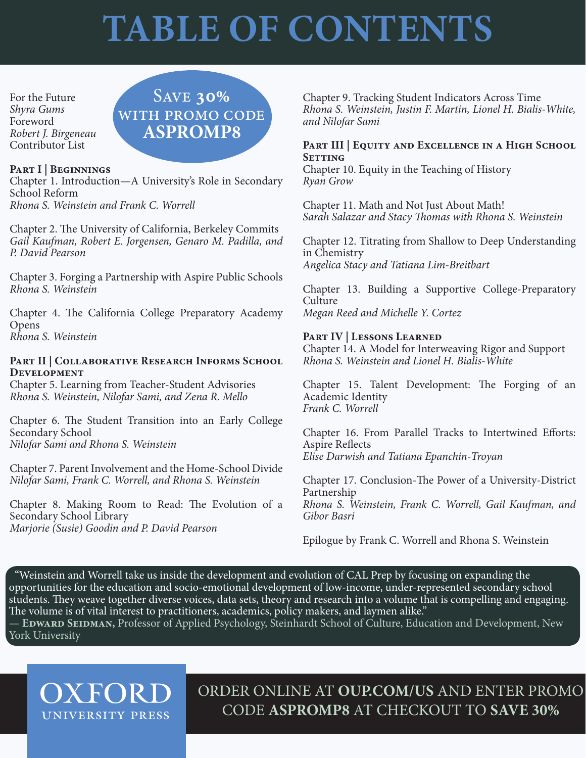# TABLE OF CONTENTS

**SAVE 30% WITH PROMO CODE ASPROMP8**

For the Future
*Shyra Gums*
Foreword
*Robert J. Birgeneau*
Contributor List

## Part I | Beginnings

Chapter 1. Introduction—A University's Role in Secondary School Reform
*Rhona S. Weinstein and Frank C. Worrell*

Chapter 2. The University of California, Berkeley Commits
*Gail Kaufman, Robert E. Jorgensen, Genaro M. Padilla, and P. David Pearson*

Chapter 3. Forging a Partnership with Aspire Public Schools
*Rhona S. Weinstein*

Chapter 4. The California College Preparatory Academy Opens
*Rhona S. Weinstein*

## Part II | Collaborative Research Informs School Development

Chapter 5. Learning from Teacher-Student Advisories
*Rhona S. Weinstein, Nilofar Sami, and Zena R. Mello*

Chapter 6. The Student Transition into an Early College Secondary School
*Nilofar Sami and Rhona S. Weinstein*

Chapter 7. Parent Involvement and the Home-School Divide
*Nilofar Sami, Frank C. Worrell, and Rhona S. Weinstein*

Chapter 8. Making Room to Read: The Evolution of a Secondary School Library
*Marjorie (Susie) Goodin and P. David Pearson*

Chapter 9. Tracking Student Indicators Across Time
*Rhona S. Weinstein, Justin F. Martin, Lionel H. Bialis-White, and Nilofar Sami*

## Part III | Equity and Excellence in a High School Setting

Chapter 10. Equity in the Teaching of History
*Ryan Grow*

Chapter 11. Math and Not Just About Math!
*Sarah Salazar and Stacy Thomas with Rhona S. Weinstein*

Chapter 12. Titrating from Shallow to Deep Understanding in Chemistry
*Angelica Stacy and Tatiana Lim-Breitbart*

Chapter 13. Building a Supportive College-Preparatory Culture
*Megan Reed and Michelle Y. Cortez*

## Part IV | Lessons Learned

Chapter 14. A Model for Interweaving Rigor and Support
*Rhona S. Weinstein and Lionel H. Bialis-White*

Chapter 15. Talent Development: The Forging of an Academic Identity
*Frank C. Worrell*

Chapter 16. From Parallel Tracks to Intertwined Efforts: Aspire Reflects
*Elise Darwish and Tatiana Epanchin-Troyan*

Chapter 17. Conclusion-The Power of a University-District Partnership
*Rhona S. Weinstein, Frank C. Worrell, Gail Kaufman, and Gibor Basri*

Epilogue by Frank C. Worrell and Rhona S. Weinstein

"Weinstein and Worrell take us inside the development and evolution of CAL Prep by focusing on expanding the opportunities for the education and socio-emotional development of low-income, under-represented secondary school students. They weave together diverse voices, data sets, theory and research into a volume that is compelling and engaging. The volume is of vital interest to practitioners, academics, policy makers, and laymen alike."
— **Edward Seidman,** Professor of Applied Psychology, Steinhardt School of Culture, Education and Development, New York University

OXFORD
UNIVERSITY PRESS

ORDER ONLINE AT **OUP.COM/US** AND ENTER PROMO CODE **ASPROMP8** AT CHECKOUT TO **SAVE 30%**